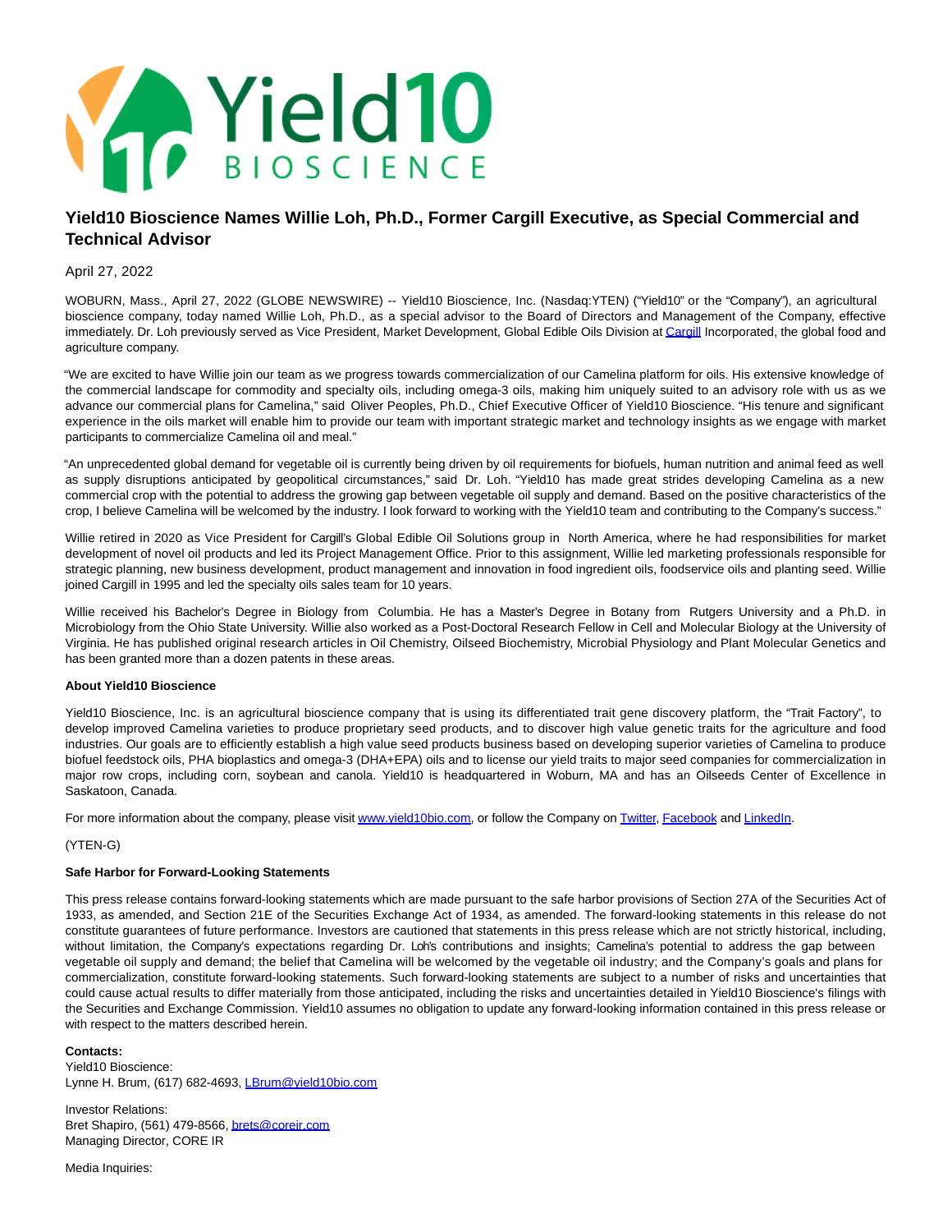# Yield10 Bioscience Names Willie Loh, Ph.D., Former Cargill Executive, as Special Commercial and Technical Advisor

April 27, 2022

WOBURN, Mass., April 27, 2022 (GLOBE NEWSWIRE) -- Yield10 Bioscience, Inc. (Nasdaq:YTEN) ("Yield10" or the "Company"), an agricultural bioscience company, today named Willie Loh, Ph.D., as a special advisor to the Board of Directors and Management of the Company, effective immediately. Dr. Loh previously served as Vice President, Market Development, Global Edible Oils Division at Cargill Incorporated, the global food and agriculture company.

"We are excited to have Willie join our team as we progress towards commercialization of our Camelina platform for oils. His extensive knowledge of the commercial landscape for commodity and specialty oils, including omega-3 oils, making him uniquely suited to an advisory role with us as we advance our commercial plans for Camelina," said Oliver Peoples, Ph.D., Chief Executive Officer of Yield10 Bioscience. "His tenure and significant experience in the oils market will enable him to provide our team with important strategic market and technology insights as we engage with market participants to commercialize Camelina oil and meal."

"An unprecedented global demand for vegetable oil is currently being driven by oil requirements for biofuels, human nutrition and animal feed as well as supply disruptions anticipated by geopolitical circumstances," said Dr. Loh. "Yield10 has made great strides developing Camelina as a new commercial crop with the potential to address the growing gap between vegetable oil supply and demand. Based on the positive characteristics of the crop, I believe Camelina will be welcomed by the industry. I look forward to working with the Yield10 team and contributing to the Company's success."

Willie retired in 2020 as Vice President for Cargill's Global Edible Oil Solutions group in North America, where he had responsibilities for market development of novel oil products and led its Project Management Office. Prior to this assignment, Willie led marketing professionals responsible for strategic planning, new business development, product management and innovation in food ingredient oils, foodservice oils and planting seed. Willie joined Cargill in 1995 and led the specialty oils sales team for 10 years.

Willie received his Bachelor's Degree in Biology from Columbia. He has a Master's Degree in Botany from Rutgers University and a Ph.D. in Microbiology from the Ohio State University. Willie also worked as a Post-Doctoral Research Fellow in Cell and Molecular Biology at the University of Virginia. He has published original research articles in Oil Chemistry, Oilseed Biochemistry, Microbial Physiology and Plant Molecular Genetics and has been granted more than a dozen patents in these areas.

**About Yield10 Bioscience**

Yield10 Bioscience, Inc. is an agricultural bioscience company that is using its differentiated trait gene discovery platform, the "Trait Factory", to develop improved Camelina varieties to produce proprietary seed products, and to discover high value genetic traits for the agriculture and food industries. Our goals are to efficiently establish a high value seed products business based on developing superior varieties of Camelina to produce biofuel feedstock oils, PHA bioplastics and omega-3 (DHA+EPA) oils and to license our yield traits to major seed companies for commercialization in major row crops, including corn, soybean and canola. Yield10 is headquartered in Woburn, MA and has an Oilseeds Center of Excellence in Saskatoon, Canada.

For more information about the company, please visit www.yield10bio.com, or follow the Company on Twitter, Facebook and LinkedIn.

(YTEN-G)

**Safe Harbor for Forward-Looking Statements**

This press release contains forward-looking statements which are made pursuant to the safe harbor provisions of Section 27A of the Securities Act of 1933, as amended, and Section 21E of the Securities Exchange Act of 1934, as amended. The forward-looking statements in this release do not constitute guarantees of future performance. Investors are cautioned that statements in this press release which are not strictly historical, including, without limitation, the Company's expectations regarding Dr. Loh's contributions and insights; Camelina's potential to address the gap between vegetable oil supply and demand; the belief that Camelina will be welcomed by the vegetable oil industry; and the Company's goals and plans for commercialization, constitute forward-looking statements. Such forward-looking statements are subject to a number of risks and uncertainties that could cause actual results to differ materially from those anticipated, including the risks and uncertainties detailed in Yield10 Bioscience's filings with the Securities and Exchange Commission. Yield10 assumes no obligation to update any forward-looking information contained in this press release or with respect to the matters described herein.

**Contacts:**
Yield10 Bioscience:
Lynne H. Brum, (617) 682-4693, LBrum@yield10bio.com

Investor Relations:
Bret Shapiro, (561) 479-8566, brets@coreir.com
Managing Director, CORE IR

Media Inquiries: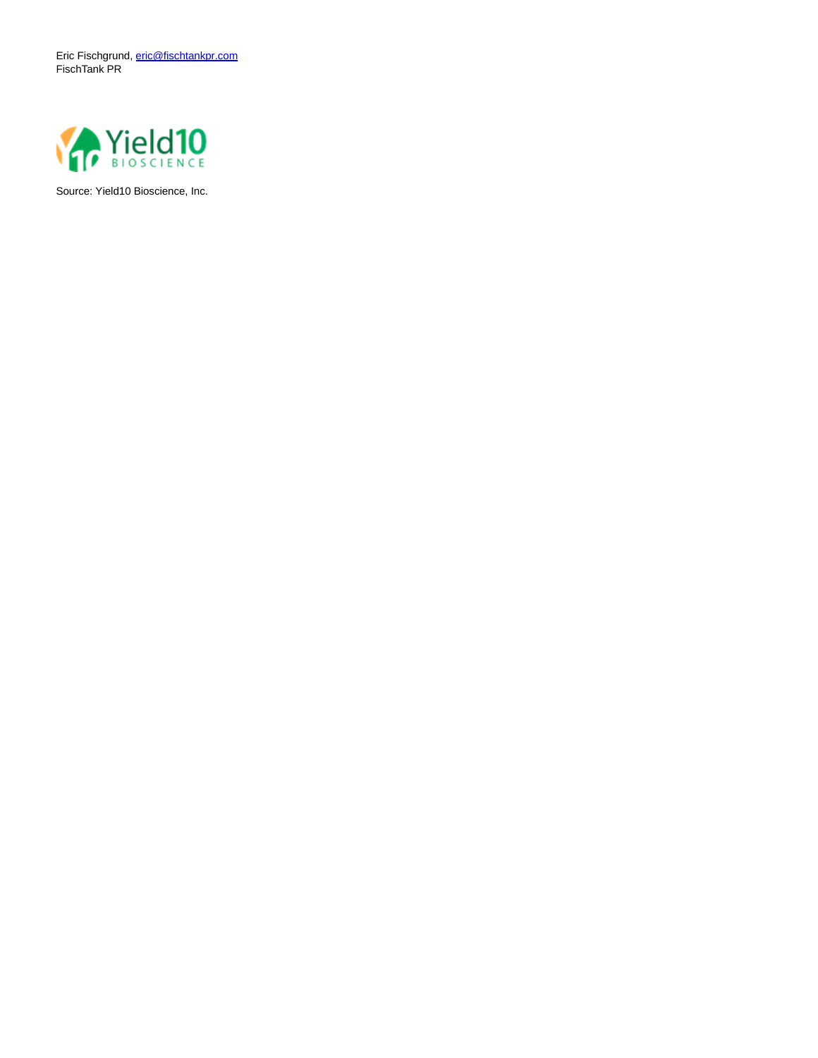Eric Fischgrund, eric@fischtankpr.com
FischTank PR

Source: Yield10 Bioscience, Inc.